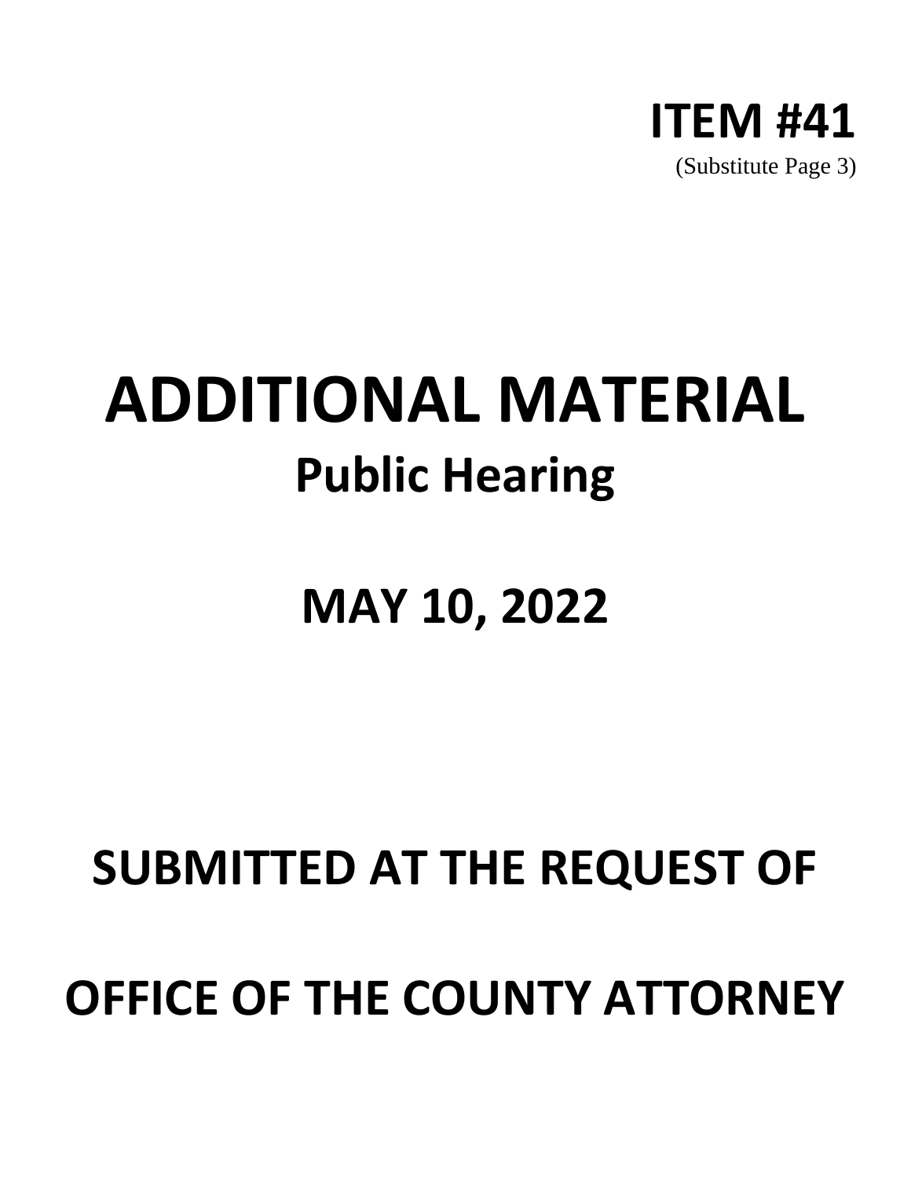**ITEM #41**

(Substitute Page 3)

# ADDITIONAL MATERIAL

## Public Hearing

## MAY 10, 2022

## SUBMITTED AT THE REQUEST OF

## OFFICE OF THE COUNTY ATTORNEY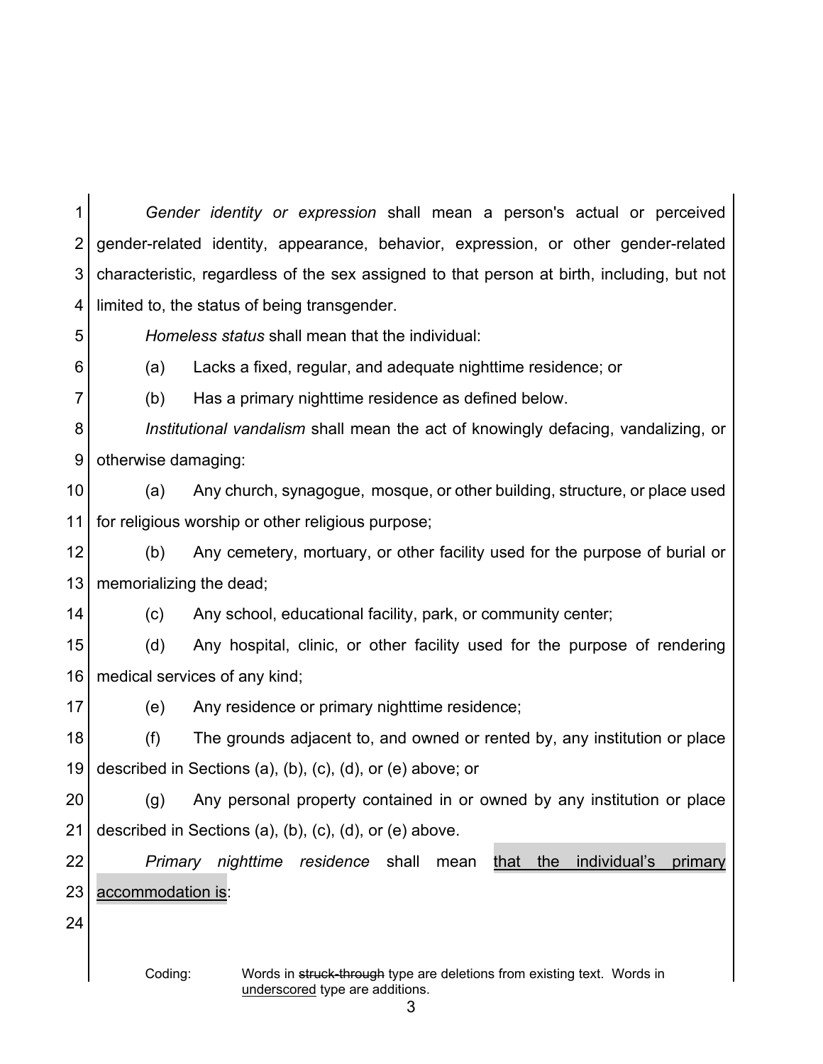*Gender identity or expression* shall mean a person's actual or perceived gender-related identity, appearance, behavior, expression, or other gender-related characteristic, regardless of the sex assigned to that person at birth, including, but not limited to, the status of being transgender.

*Homeless status* shall mean that the individual:

(a) Lacks a fixed, regular, and adequate nighttime residence; or

(b) Has a primary nighttime residence as defined below.

*Institutional vandalism* shall mean the act of knowingly defacing, vandalizing, or otherwise damaging:

(a) Any church, synagogue, mosque, or other building, structure, or place used for religious worship or other religious purpose;

(b) Any cemetery, mortuary, or other facility used for the purpose of burial or memorializing the dead;

(c) Any school, educational facility, park, or community center;

(d) Any hospital, clinic, or other facility used for the purpose of rendering medical services of any kind;

(e) Any residence or primary nighttime residence;

(f) The grounds adjacent to, and owned or rented by, any institution or place described in Sections (a), (b), (c), (d), or (e) above; or

(g) Any personal property contained in or owned by any institution or place described in Sections (a), (b), (c), (d), or (e) above.

*Primary nighttime residence* shall mean <u>that the individual's primary accommodation is</u>:

Coding: Words in ~~struck-through~~ type are deletions from existing text. Words in <u>underscored</u> type are additions.